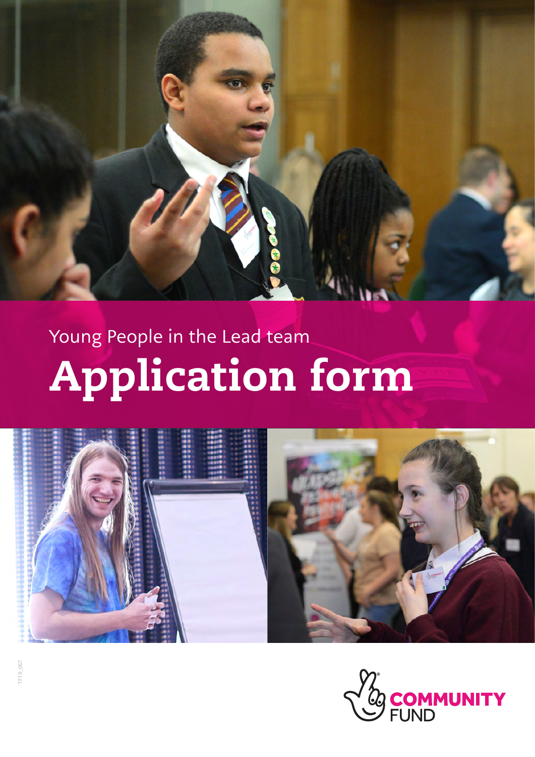Young People in the Lead team

# Application form

TF19_067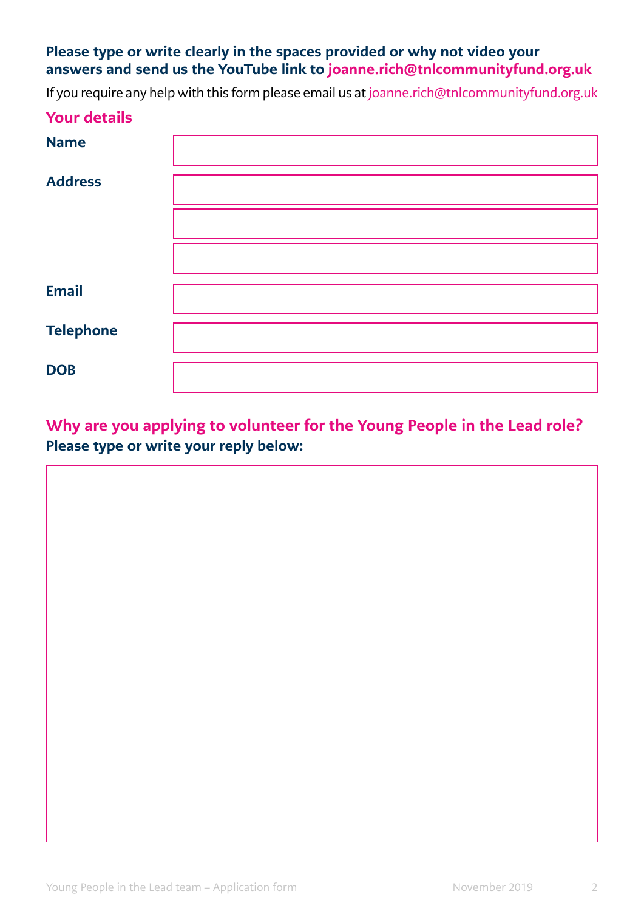**Please type or write clearly in the spaces provided or why not video your answers and send us the YouTube link to joanne.rich@tnlcommunityfund.org.uk**

If you require any help with this form please email us at joanne.rich@tnlcommunityfund.org.uk

## Your details

| | |
|---|---|
| **Name** | |
| **Address** | |
| | |
| | |
| **Email** | |
| **Telephone** | |
| **DOB** | |

## Why are you applying to volunteer for the Young People in the Lead role?

**Please type or write your reply below:**

| |
|---|
| |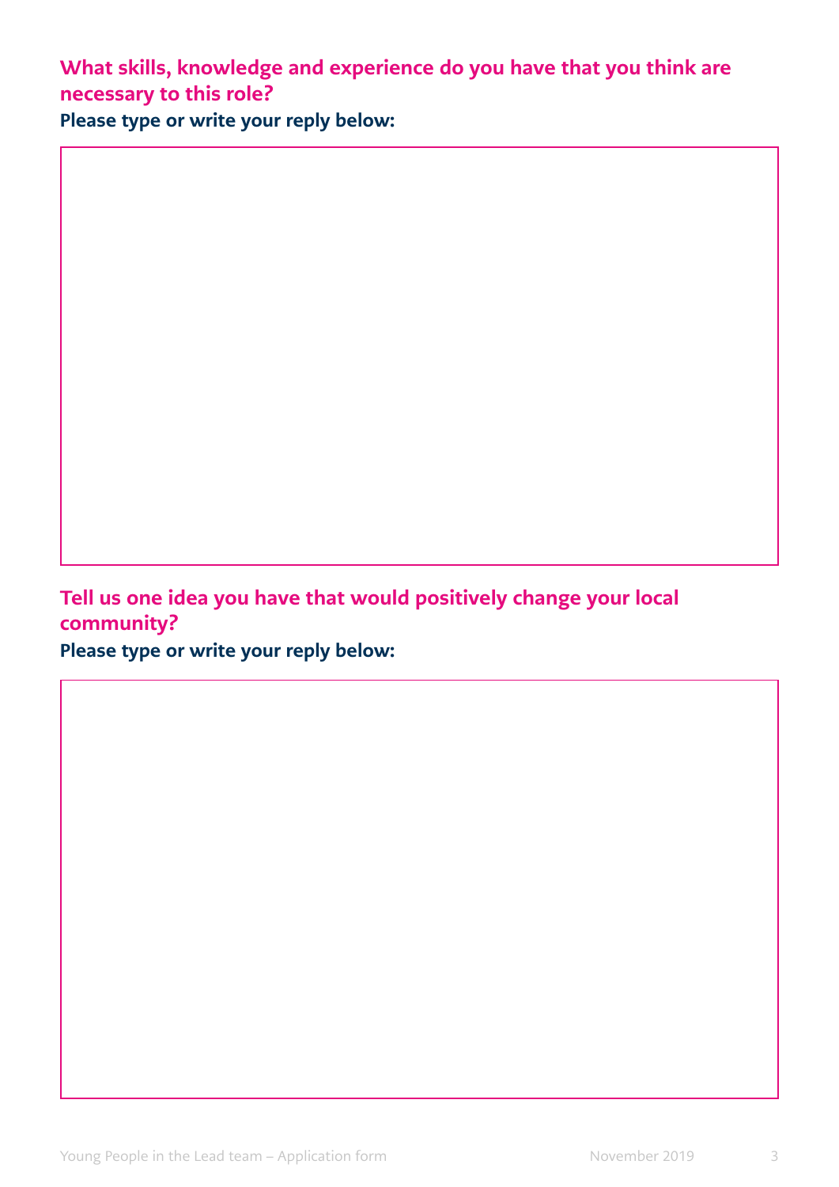## What skills, knowledge and experience do you have that you think are necessary to this role?

**Please type or write your reply below:**

## Tell us one idea you have that would positively change your local community?

**Please type or write your reply below:**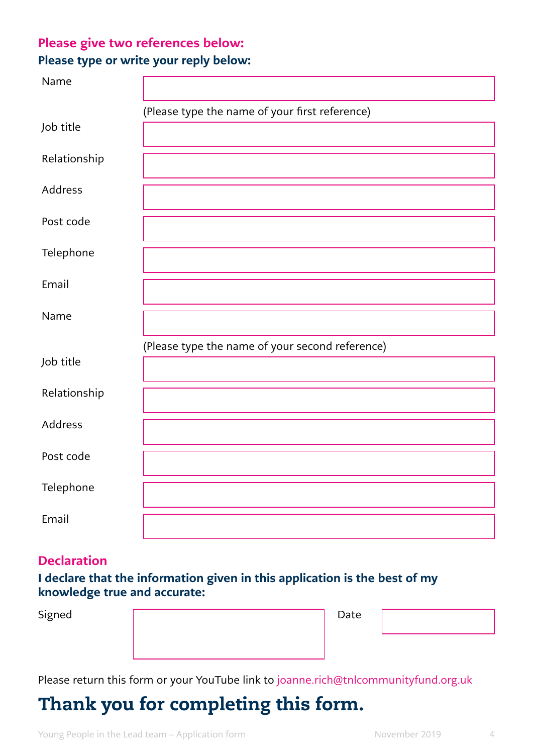## Please give two references below:

**Please type or write your reply below:**

| | |
|---|---|
| Name | |
| | (Please type the name of your first reference) |
| Job title | |
| Relationship | |
| Address | |
| Post code | |
| Telephone | |
| Email | |
| Name | |
| | (Please type the name of your second reference) |
| Job title | |
| Relationship | |
| Address | |
| Post code | |
| Telephone | |
| Email | |

## Declaration

**I declare that the information given in this application is the best of my knowledge true and accurate:**

| | | | |
|---|---|---|---|
| Signed | | Date | |

Please return this form or your YouTube link to joanne.rich@tnlcommunityfund.org.uk

# Thank you for completing this form.